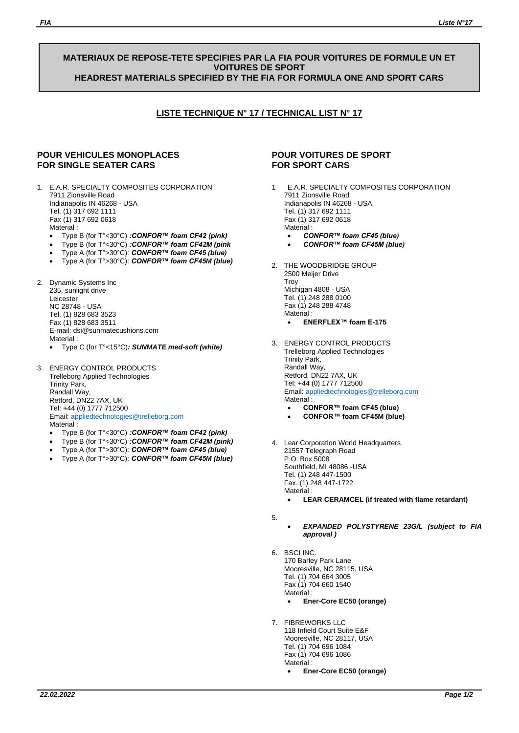## MATERIAUX DE REPOSE-TETE SPECIFIES PAR LA FIA POUR VOITURES DE FORMULE UN ET VOITURES DE SPORT
## HEADREST MATERIALS SPECIFIED BY THE FIA FOR FORMULA ONE AND SPORT CARS

**LISTE TECHNIQUE N° 17 / TECHNICAL LIST N° 17**

### POUR VEHICULES MONOPLACES
### FOR SINGLE SEATER CARS

1. E.A.R. SPECIALTY COMPOSITES CORPORATION
   7911 Zionsville Road
   Indianapolis IN 46268 - USA
   Tel. (1) 317 692 1111
   Fax (1) 317 692 0618
   Material :
   - Type B (for T°<30°C) ***:CONFOR™ foam CF42 (pink)***
   - Type B (for T°<30°C) ***:CONFOR™ foam CF42M (pink***
   - Type A (for T°>30°C): ***CONFOR™ foam CF45 (blue)***
   - Type A (for T°>30°C): ***CONFOR™ foam CF45M (blue)***

2. Dynamic Systems Inc
   235, sunlight drive
   Leicester
   NC 28748 - USA
   Tel. (1) 828 683 3523
   Fax (1) 828 683 3511
   E-mail: dsi@sunmatecushions.com
   Material :
   - Type C (for T°<15°C)***: SUNMATE med-soft (white)***

3. ENERGY CONTROL PRODUCTS
   Trelleborg Applied Technologies
   Trinity Park,
   Randall Way,
   Retford, DN22 7AX, UK
   Tel: +44 (0) 1777 712500
   Email: appliedtechnologies@trelleborg.com
   Material :
   - Type B (for T°<30°C) ***:CONFOR™ foam CF42 (pink)***
   - Type B (for T°<30°C) ***:CONFOR™ foam CF42M (pink)***
   - Type A (for T°>30°C): ***CONFOR™ foam CF45 (blue)***
   - Type A (for T°>30°C): ***CONFOR™ foam CF45M (blue)***

### POUR VOITURES DE SPORT
### FOR SPORT CARS

1. E.A.R. SPECIALTY COMPOSITES CORPORATION
   7911 Zionsville Road
   Indianapolis IN 46268 - USA
   Tel. (1) 317 692 1111
   Fax (1) 317 692 0618
   Material :
   - ***CONFOR™ foam CF45 (blue)***
   - ***CONFOR™ foam CF45M (blue)***

2. THE WOODBRIDGE GROUP
   2500 Meijer Drive
   Troy
   Michigan 4808 - USA
   Tel. (1) 248 288 0100
   Fax (1) 248 288 4748
   Material :
   - **ENERFLEX™ foam E-175**

3. ENERGY CONTROL PRODUCTS
   Trelleborg Applied Technologies
   Trinity Park,
   Randall Way,
   Retford, DN22 7AX, UK
   Tel: +44 (0) 1777 712500
   Email: appliedtechnologies@trelleborg.com
   Material :
   - **CONFOR™ foam CF45 (blue)**
   - **CONFOR™ foam CF45M (blue)**

4. Lear Corporation World Headquarters
   21557 Telegraph Road
   P.O. Box 5008
   Southfield, MI 48086 -USA
   Tel. (1) 248 447-1500
   Fax. (1) 248 447-1722
   Material :
   - **LEAR CERAMCEL (if treated with flame retardant)**

5.
   - ***EXPANDED POLYSTYRENE 23G/L (subject to FIA approval )***

6. BSCI INC.
   170 Barley Park Lane
   Mooresville, NC 28115, USA
   Tel. (1) 704 664 3005
   Fax (1) 704 660 1540
   Material :
   - **Ener-Core EC50 (orange)**

7. FIBREWORKS LLC
   118 Infield Court Suite E&F
   Mooresville, NC 28117, USA
   Tel. (1) 704 696 1084
   Fax (1) 704 696 1086
   Material :
   - **Ener-Core EC50 (orange)**

*22.02.2022*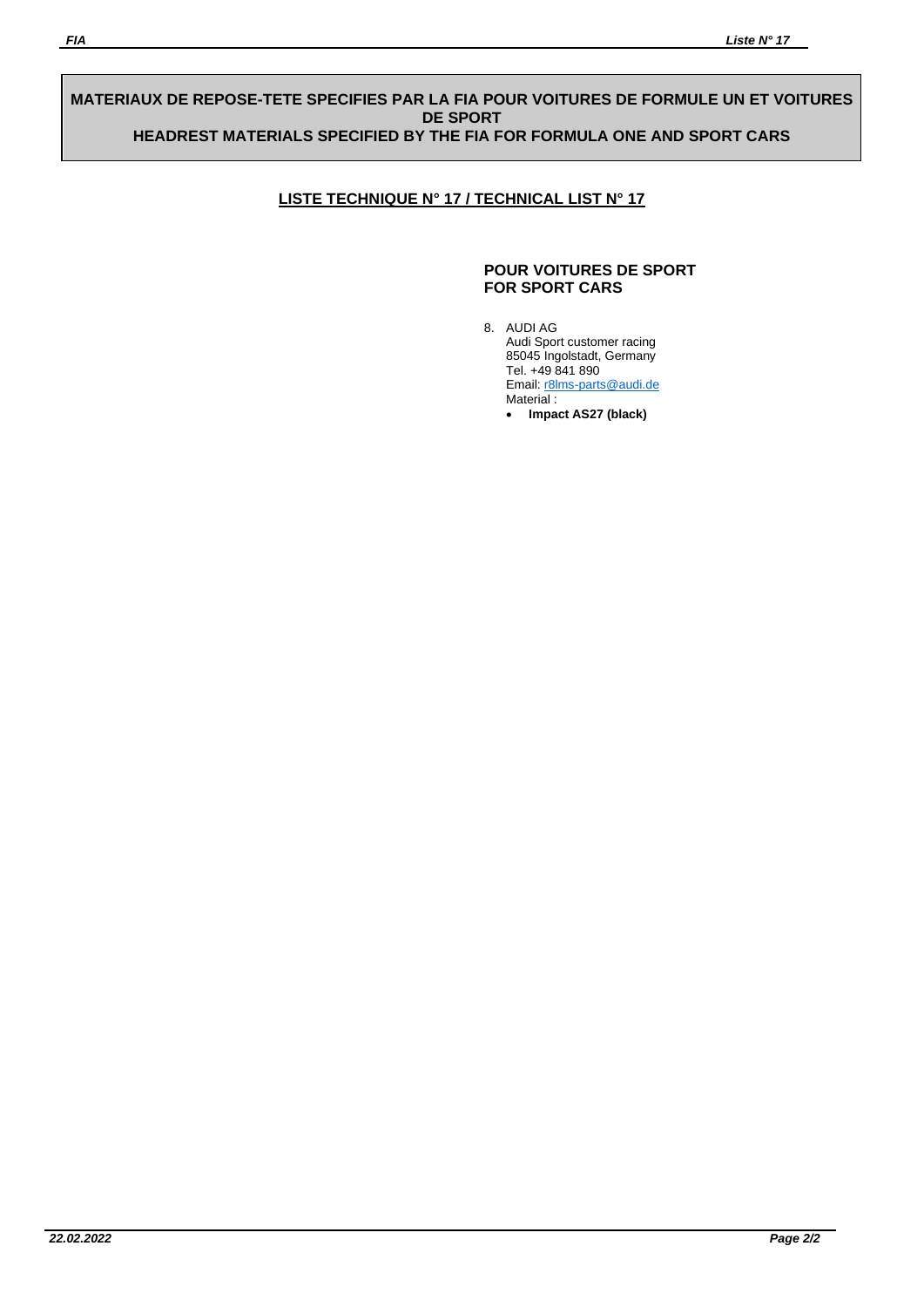**MATERIAUX DE REPOSE-TETE SPECIFIES PAR LA FIA POUR VOITURES DE FORMULE UN ET VOITURES DE SPORT**
**HEADREST MATERIALS SPECIFIED BY THE FIA FOR FORMULA ONE AND SPORT CARS**

## LISTE TECHNIQUE N° 17 / TECHNICAL LIST N° 17

### POUR VOITURES DE SPORT
### FOR SPORT CARS

8. AUDI AG
   Audi Sport customer racing
   85045 Ingolstadt, Germany
   Tel. +49 841 890
   Email: r8lms-parts@audi.de
   Material :
   - **Impact AS27 (black)**